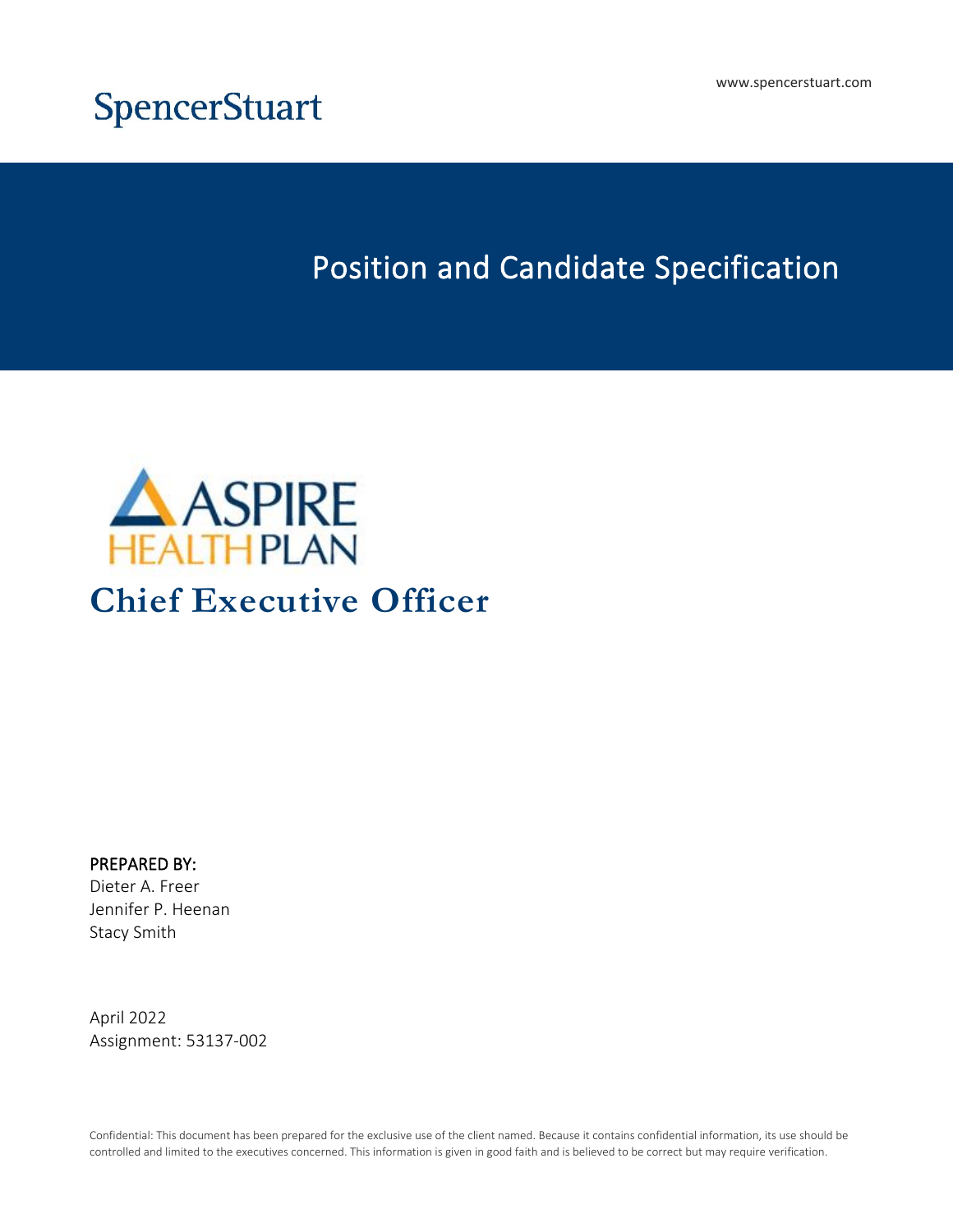www.spencerstuart.com

SpencerStuart

# Position and Candidate Specification

ASPIRE HEALTH PLAN

## Chief Executive Officer

PREPARED BY:
Dieter A. Freer
Jennifer P. Heenan
Stacy Smith

April 2022
Assignment: 53137-002

Confidential: This document has been prepared for the exclusive use of the client named. Because it contains confidential information, its use should be controlled and limited to the executives concerned. This information is given in good faith and is believed to be correct but may require verification.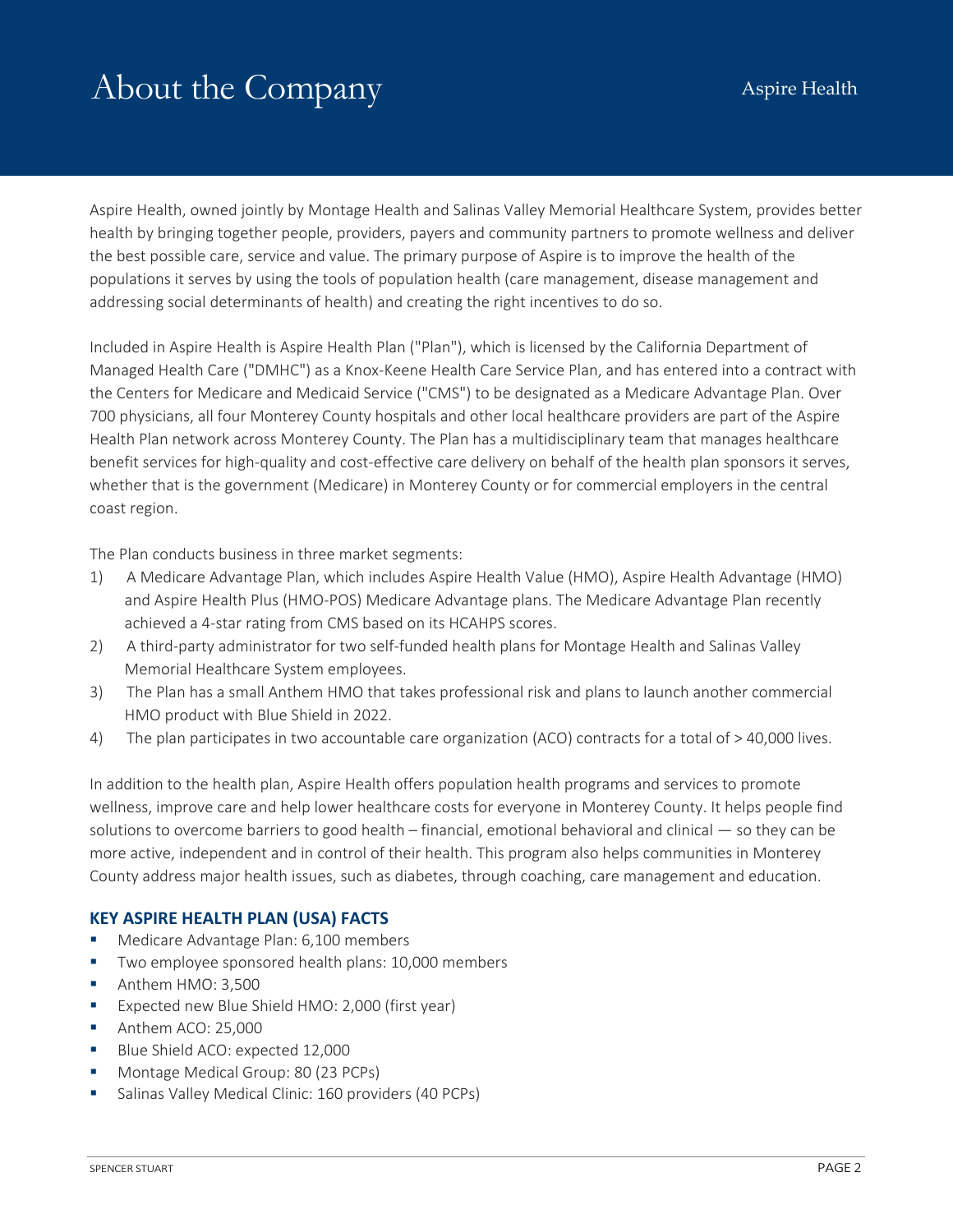# About the Company

Aspire Health, owned jointly by Montage Health and Salinas Valley Memorial Healthcare System, provides better health by bringing together people, providers, payers and community partners to promote wellness and deliver the best possible care, service and value. The primary purpose of Aspire is to improve the health of the populations it serves by using the tools of population health (care management, disease management and addressing social determinants of health) and creating the right incentives to do so.

Included in Aspire Health is Aspire Health Plan ("Plan"), which is licensed by the California Department of Managed Health Care ("DMHC") as a Knox-Keene Health Care Service Plan, and has entered into a contract with the Centers for Medicare and Medicaid Service ("CMS") to be designated as a Medicare Advantage Plan. Over 700 physicians, all four Monterey County hospitals and other local healthcare providers are part of the Aspire Health Plan network across Monterey County. The Plan has a multidisciplinary team that manages healthcare benefit services for high-quality and cost-effective care delivery on behalf of the health plan sponsors it serves, whether that is the government (Medicare) in Monterey County or for commercial employers in the central coast region.

The Plan conducts business in three market segments:

1) A Medicare Advantage Plan, which includes Aspire Health Value (HMO), Aspire Health Advantage (HMO) and Aspire Health Plus (HMO-POS) Medicare Advantage plans. The Medicare Advantage Plan recently achieved a 4-star rating from CMS based on its HCAHPS scores.
2) A third-party administrator for two self-funded health plans for Montage Health and Salinas Valley Memorial Healthcare System employees.
3) The Plan has a small Anthem HMO that takes professional risk and plans to launch another commercial HMO product with Blue Shield in 2022.
4) The plan participates in two accountable care organization (ACO) contracts for a total of > 40,000 lives.

In addition to the health plan, Aspire Health offers population health programs and services to promote wellness, improve care and help lower healthcare costs for everyone in Monterey County. It helps people find solutions to overcome barriers to good health – financial, emotional behavioral and clinical — so they can be more active, independent and in control of their health. This program also helps communities in Monterey County address major health issues, such as diabetes, through coaching, care management and education.

### KEY ASPIRE HEALTH PLAN (USA) FACTS

- Medicare Advantage Plan: 6,100 members
- Two employee sponsored health plans: 10,000 members
- Anthem HMO: 3,500
- Expected new Blue Shield HMO: 2,000 (first year)
- Anthem ACO: 25,000
- Blue Shield ACO: expected 12,000
- Montage Medical Group: 80 (23 PCPs)
- Salinas Valley Medical Clinic: 160 providers (40 PCPs)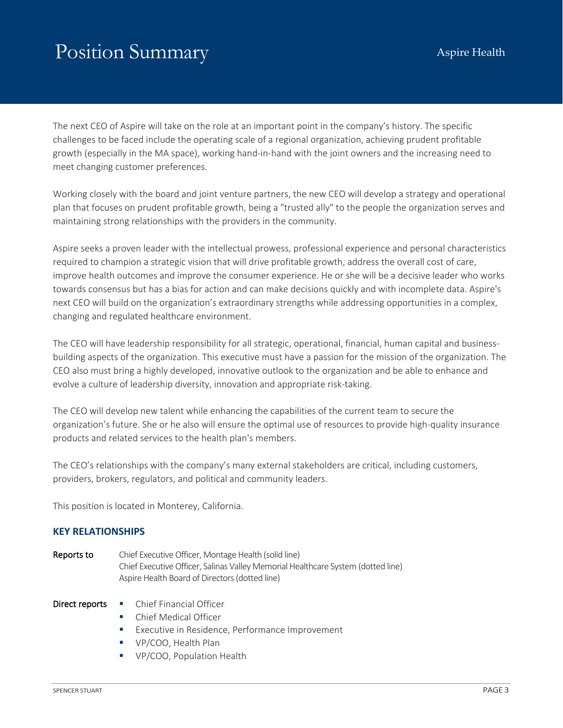# Position Summary

Aspire Health

The next CEO of Aspire will take on the role at an important point in the company's history. The specific challenges to be faced include the operating scale of a regional organization, achieving prudent profitable growth (especially in the MA space), working hand-in-hand with the joint owners and the increasing need to meet changing customer preferences.

Working closely with the board and joint venture partners, the new CEO will develop a strategy and operational plan that focuses on prudent profitable growth, being a "trusted ally" to the people the organization serves and maintaining strong relationships with the providers in the community.

Aspire seeks a proven leader with the intellectual prowess, professional experience and personal characteristics required to champion a strategic vision that will drive profitable growth, address the overall cost of care, improve health outcomes and improve the consumer experience. He or she will be a decisive leader who works towards consensus but has a bias for action and can make decisions quickly and with incomplete data. Aspire's next CEO will build on the organization's extraordinary strengths while addressing opportunities in a complex, changing and regulated healthcare environment.

The CEO will have leadership responsibility for all strategic, operational, financial, human capital and business-building aspects of the organization. This executive must have a passion for the mission of the organization. The CEO also must bring a highly developed, innovative outlook to the organization and be able to enhance and evolve a culture of leadership diversity, innovation and appropriate risk-taking.

The CEO will develop new talent while enhancing the capabilities of the current team to secure the organization's future. She or he also will ensure the optimal use of resources to provide high-quality insurance products and related services to the health plan's members.

The CEO's relationships with the company's many external stakeholders are critical, including customers, providers, brokers, regulators, and political and community leaders.

This position is located in Monterey, California.

## KEY RELATIONSHIPS

**Reports to**

Chief Executive Officer, Montage Health (solid line)
Chief Executive Officer, Salinas Valley Memorial Healthcare System (dotted line)
Aspire Health Board of Directors (dotted line)

**Direct reports**

- Chief Financial Officer
- Chief Medical Officer
- Executive in Residence, Performance Improvement
- VP/COO, Health Plan
- VP/COO, Population Health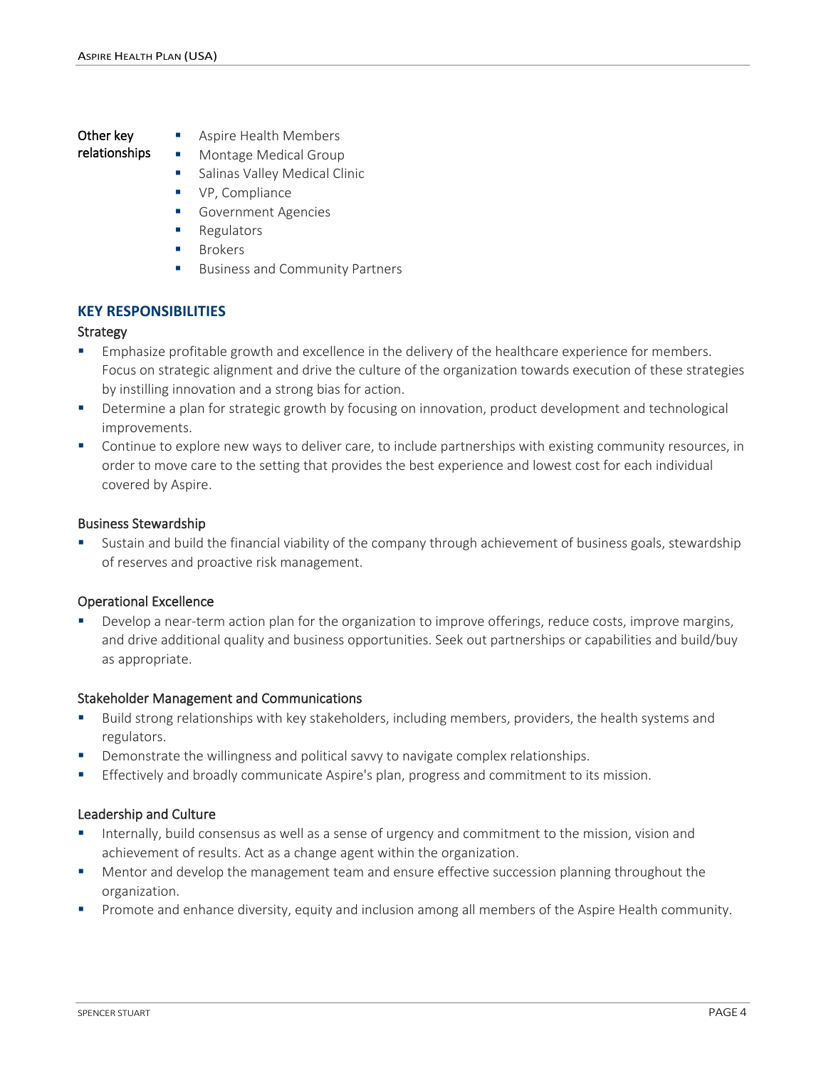**Other key relationships**

- Aspire Health Members
- Montage Medical Group
- Salinas Valley Medical Clinic
- VP, Compliance
- Government Agencies
- Regulators
- Brokers
- Business and Community Partners

## KEY RESPONSIBILITIES

### Strategy

- Emphasize profitable growth and excellence in the delivery of the healthcare experience for members. Focus on strategic alignment and drive the culture of the organization towards execution of these strategies by instilling innovation and a strong bias for action.
- Determine a plan for strategic growth by focusing on innovation, product development and technological improvements.
- Continue to explore new ways to deliver care, to include partnerships with existing community resources, in order to move care to the setting that provides the best experience and lowest cost for each individual covered by Aspire.

### Business Stewardship

- Sustain and build the financial viability of the company through achievement of business goals, stewardship of reserves and proactive risk management.

### Operational Excellence

- Develop a near-term action plan for the organization to improve offerings, reduce costs, improve margins, and drive additional quality and business opportunities. Seek out partnerships or capabilities and build/buy as appropriate.

### Stakeholder Management and Communications

- Build strong relationships with key stakeholders, including members, providers, the health systems and regulators.
- Demonstrate the willingness and political savvy to navigate complex relationships.
- Effectively and broadly communicate Aspire's plan, progress and commitment to its mission.

### Leadership and Culture

- Internally, build consensus as well as a sense of urgency and commitment to the mission, vision and achievement of results. Act as a change agent within the organization.
- Mentor and develop the management team and ensure effective succession planning throughout the organization.
- Promote and enhance diversity, equity and inclusion among all members of the Aspire Health community.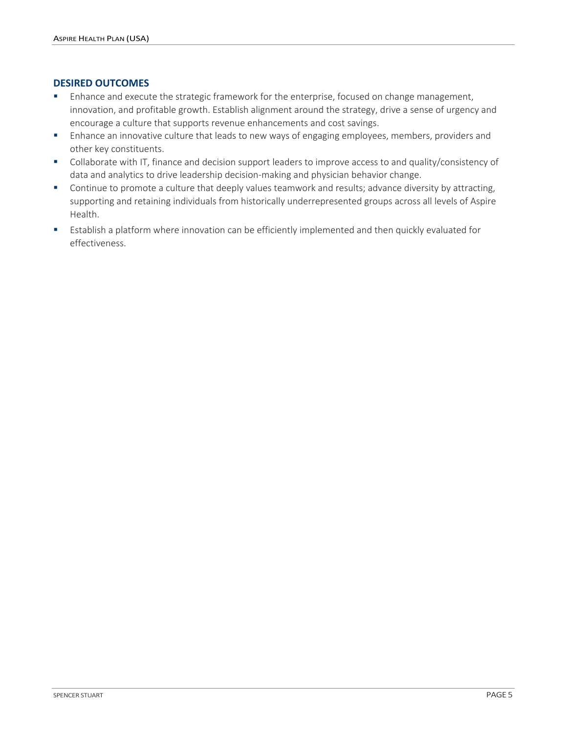## DESIRED OUTCOMES

- Enhance and execute the strategic framework for the enterprise, focused on change management, innovation, and profitable growth. Establish alignment around the strategy, drive a sense of urgency and encourage a culture that supports revenue enhancements and cost savings.
- Enhance an innovative culture that leads to new ways of engaging employees, members, providers and other key constituents.
- Collaborate with IT, finance and decision support leaders to improve access to and quality/consistency of data and analytics to drive leadership decision-making and physician behavior change.
- Continue to promote a culture that deeply values teamwork and results; advance diversity by attracting, supporting and retaining individuals from historically underrepresented groups across all levels of Aspire Health.
- Establish a platform where innovation can be efficiently implemented and then quickly evaluated for effectiveness.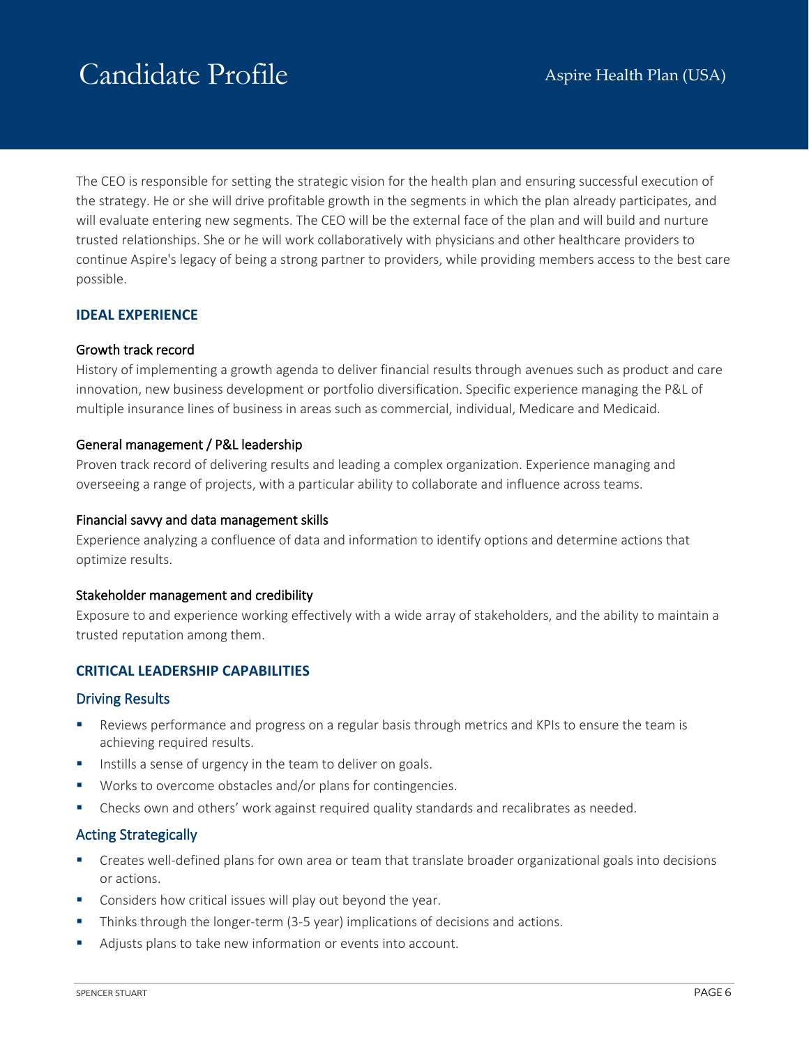# Candidate Profile

Aspire Health Plan (USA)

The CEO is responsible for setting the strategic vision for the health plan and ensuring successful execution of the strategy. He or she will drive profitable growth in the segments in which the plan already participates, and will evaluate entering new segments. The CEO will be the external face of the plan and will build and nurture trusted relationships. She or he will work collaboratively with physicians and other healthcare providers to continue Aspire's legacy of being a strong partner to providers, while providing members access to the best care possible.

## IDEAL EXPERIENCE

### Growth track record

History of implementing a growth agenda to deliver financial results through avenues such as product and care innovation, new business development or portfolio diversification. Specific experience managing the P&L of multiple insurance lines of business in areas such as commercial, individual, Medicare and Medicaid.

### General management / P&L leadership

Proven track record of delivering results and leading a complex organization. Experience managing and overseeing a range of projects, with a particular ability to collaborate and influence across teams.

### Financial savvy and data management skills

Experience analyzing a confluence of data and information to identify options and determine actions that optimize results.

### Stakeholder management and credibility

Exposure to and experience working effectively with a wide array of stakeholders, and the ability to maintain a trusted reputation among them.

## CRITICAL LEADERSHIP CAPABILITIES

### Driving Results

- Reviews performance and progress on a regular basis through metrics and KPIs to ensure the team is achieving required results.
- Instills a sense of urgency in the team to deliver on goals.
- Works to overcome obstacles and/or plans for contingencies.
- Checks own and others' work against required quality standards and recalibrates as needed.

### Acting Strategically

- Creates well-defined plans for own area or team that translate broader organizational goals into decisions or actions.
- Considers how critical issues will play out beyond the year.
- Thinks through the longer-term (3-5 year) implications of decisions and actions.
- Adjusts plans to take new information or events into account.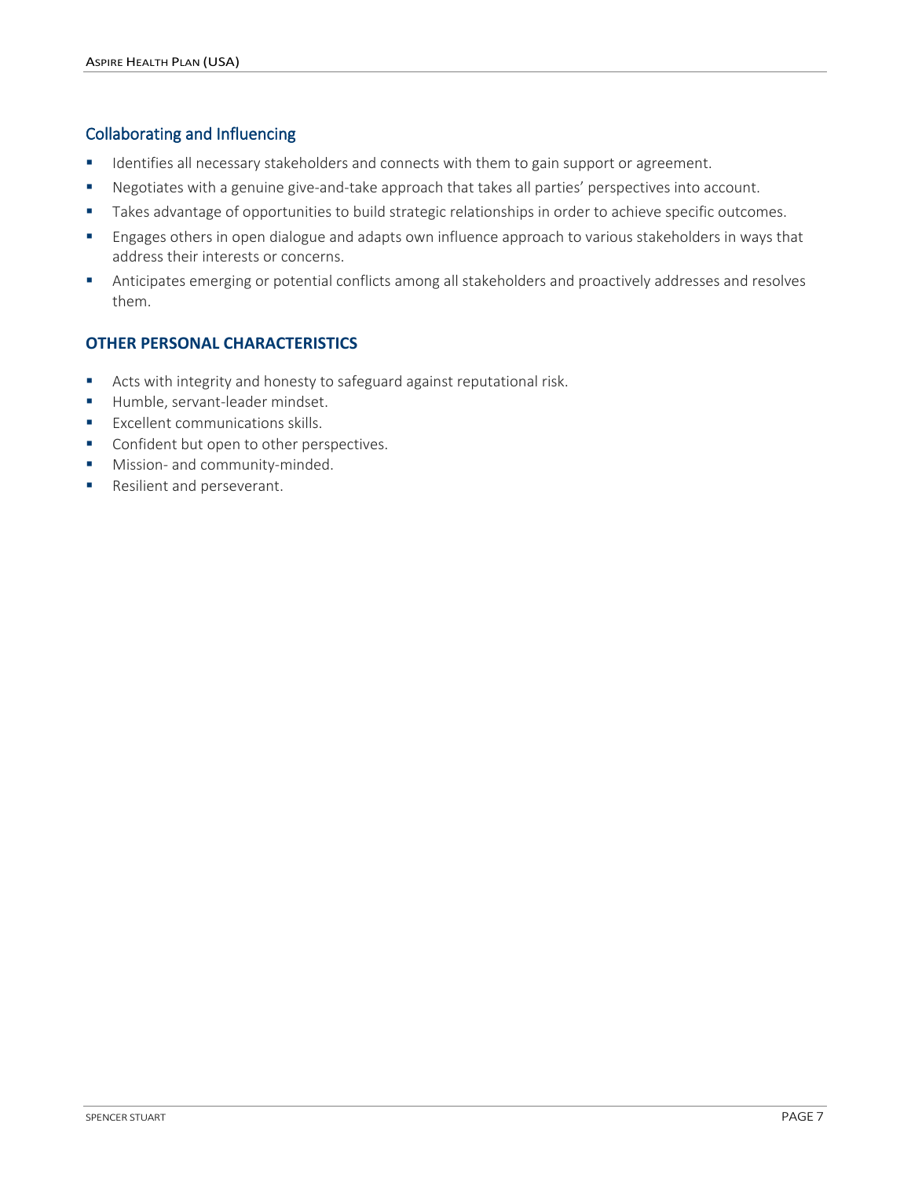### Collaborating and Influencing

- Identifies all necessary stakeholders and connects with them to gain support or agreement.
- Negotiates with a genuine give-and-take approach that takes all parties' perspectives into account.
- Takes advantage of opportunities to build strategic relationships in order to achieve specific outcomes.
- Engages others in open dialogue and adapts own influence approach to various stakeholders in ways that address their interests or concerns.
- Anticipates emerging or potential conflicts among all stakeholders and proactively addresses and resolves them.

## OTHER PERSONAL CHARACTERISTICS

- Acts with integrity and honesty to safeguard against reputational risk.
- Humble, servant-leader mindset.
- Excellent communications skills.
- Confident but open to other perspectives.
- Mission- and community-minded.
- Resilient and perseverant.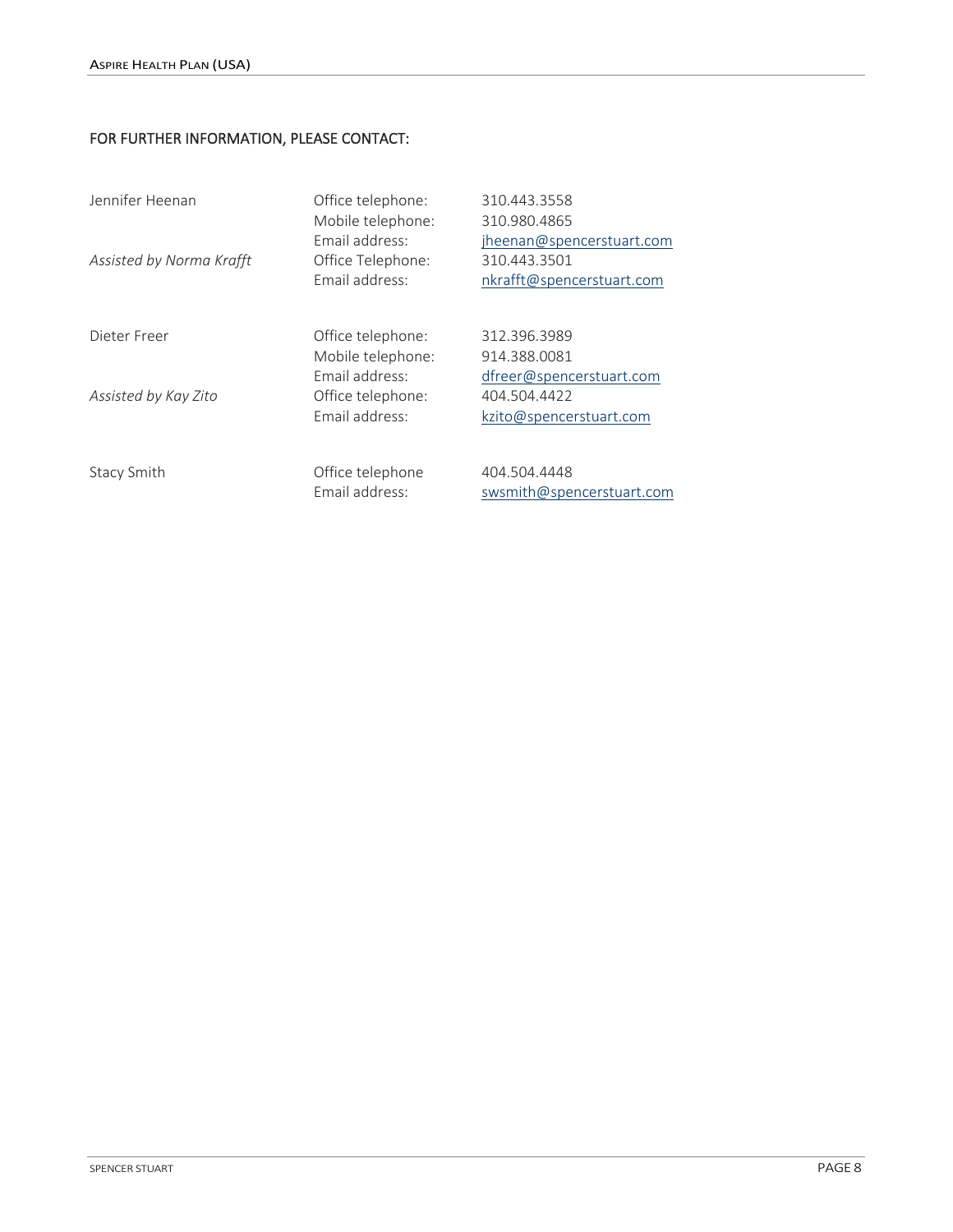## FOR FURTHER INFORMATION, PLEASE CONTACT:

| | | |
|---|---|---|
| Jennifer Heenan | Office telephone: | 310.443.3558 |
| | Mobile telephone: | 310.980.4865 |
| | Email address: | jheenan@spencerstuart.com |
| *Assisted by Norma Krafft* | Office Telephone: | 310.443.3501 |
| | Email address: | nkrafft@spencerstuart.com |
| Dieter Freer | Office telephone: | 312.396.3989 |
| | Mobile telephone: | 914.388.0081 |
| | Email address: | dfreer@spencerstuart.com |
| *Assisted by Kay Zito* | Office telephone: | 404.504.4422 |
| | Email address: | kzito@spencerstuart.com |
| Stacy Smith | Office telephone | 404.504.4448 |
| | Email address: | swsmith@spencerstuart.com |